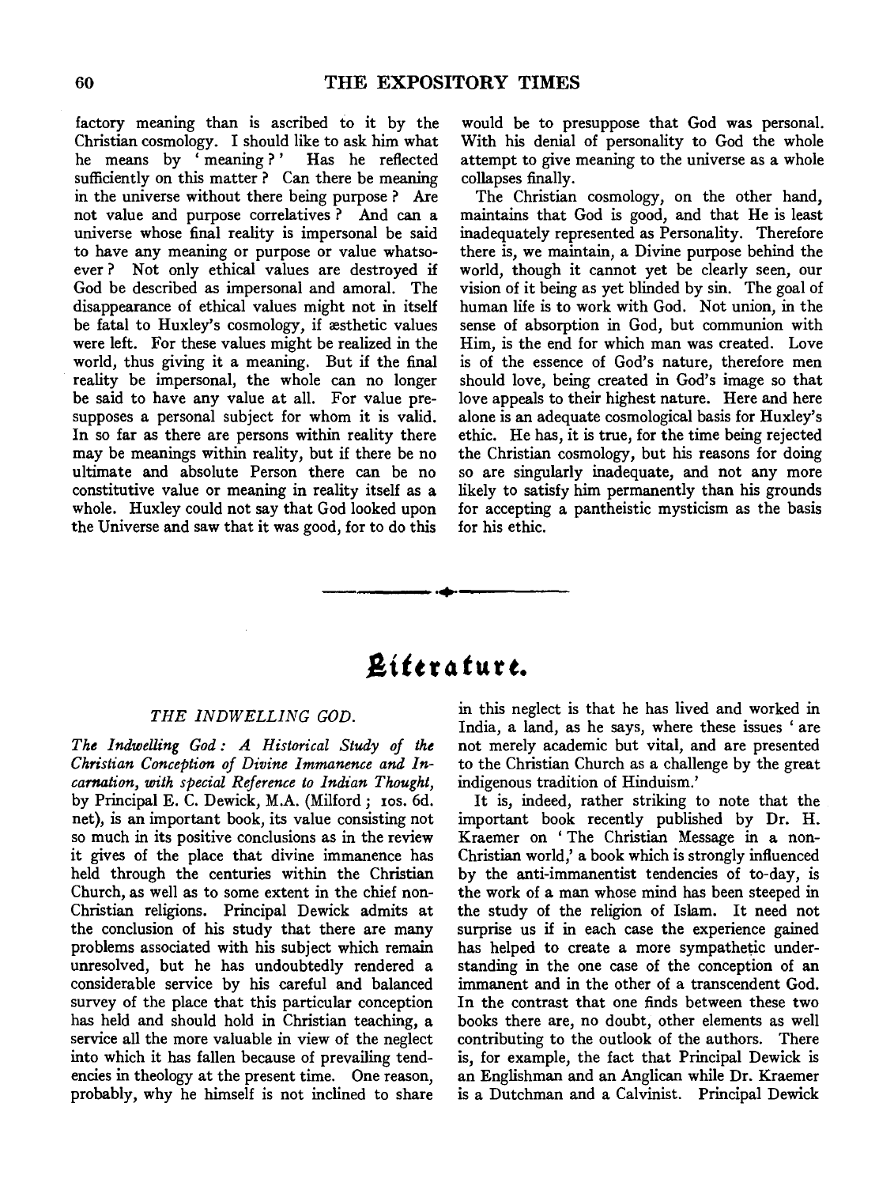factory meaning than is ascribed to it by the Christian cosmology. I should like to ask him what he means by 'meaning?' Has he reflected sufficiently on this matter? Can there be meaning in the universe without there being purpose? Are not value and purpose correlatives? And can a universe whose final reality is impersonal be said to have any meaning or purpose or value whatsoever? Not only ethical values are destroyed if God be described as impersonal and amoral. The disappearance of ethical values might not in itself be fatal to Huxley's cosmology, if æsthetic values were left. For these values might be realized in the world, thus giving it a meaning. But if the final reality be impersonal, the whole can no longer be said to have any value at all. For value presupposes a personal subject for whom it is valid. In so far as there are persons within reality there may be meanings within reality, but if there be no ultimate and absolute Person there can be no constitutive value or meaning in reality itself as a whole. Huxley could not say that God looked upon the Universe and saw that it was good, for to do this would be to presuppose that God was personal. With his denial of personality to God the whole attempt to give meaning to the universe as a whole collapses finally.

The Christian cosmology, on the other hand, maintains that God is good, and that He is least inadequately represented as Personality. Therefore there is, we maintain, a Divine purpose behind the world, though it cannot yet be clearly seen, our vision of it being as yet blinded by sin. The goal of human life is to work with God. Not union, in the sense of absorption in God, but communion with Him, is the end for which man was created. Love is of the essence of God's nature, therefore men should love, being created in God's image so that love appeals to their highest nature. Here and here alone is an adequate cosmological basis for Huxley's ethic. He has, it is true, for the time being rejected the Christian cosmology, but his reasons for doing so are singularly inadequate, and not any more likely to satisfy him permanently than his grounds for accepting a pantheistic mysticism as the basis for his ethic.

# Literature.

### THE INDWELLING GOD.

*The Indwelling God: A Historical Study of the Christian Conception of Divine Immanence and Incarnation, with special Reference to Indian Thought*, by Principal E. C. Dewick, M.A. (Milford; 10s. 6d. net), is an important book, its value consisting not so much in its positive conclusions as in the review it gives of the place that divine immanence has held through the centuries within the Christian Church, as well as to some extent in the chief non-Christian religions. Principal Dewick admits at the conclusion of his study that there are many problems associated with his subject which remain unresolved, but he has undoubtedly rendered a considerable service by his careful and balanced survey of the place that this particular conception has held and should hold in Christian teaching, a service all the more valuable in view of the neglect into which it has fallen because of prevailing tendencies in theology at the present time. One reason, probably, why he himself is not inclined to share in this neglect is that he has lived and worked in India, a land, as he says, where these issues 'are not merely academic but vital, and are presented to the Christian Church as a challenge by the great indigenous tradition of Hinduism.'

It is, indeed, rather striking to note that the important book recently published by Dr. H. Kraemer on 'The Christian Message in a non-Christian world,' a book which is strongly influenced by the anti-immanentist tendencies of to-day, is the work of a man whose mind has been steeped in the study of the religion of Islam. It need not surprise us if in each case the experience gained has helped to create a more sympathetic understanding in the one case of the conception of an immanent and in the other of a transcendent God. In the contrast that one finds between these two books there are, no doubt, other elements as well contributing to the outlook of the authors. There is, for example, the fact that Principal Dewick is an Englishman and an Anglican while Dr. Kraemer is a Dutchman and a Calvinist. Principal Dewick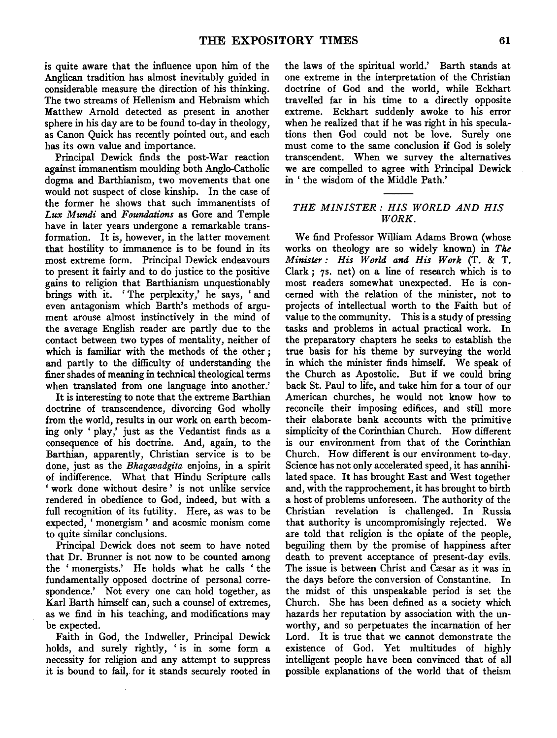is quite aware that the influence upon him of the Anglican tradition has almost inevitably guided in considerable measure the direction of his thinking. The two streams of Hellenism and Hebraism which Matthew Arnold detected as present in another sphere in his day are to be found to-day in theology, as Canon Quick has recently pointed out, and each has its own value and importance.

Principal Dewick finds the post-War reaction against immanentism moulding both Anglo-Catholic dogma and Barthianism, two movements that one would not suspect of close kinship. In the case of the former he shows that such immanentists of *Lux Mundi* and *Foundations* as Gore and Temple have in later years undergone a remarkable transformation. It is, however, in the latter movement that hostility to immanence is to be found in its most extreme form. Principal Dewick endeavours to present it fairly and to do justice to the positive gains to religion that Barthianism unquestionably brings with it. 'The perplexity,' he says, 'and even antagonism which Barth's methods of argument arouse almost instinctively in the mind of the average English reader are partly due to the contact between two types of mentality, neither of which is familiar with the methods of the other; and partly to the difficulty of understanding the finer shades of meaning in technical theological terms when translated from one language into another.'

It is interesting to note that the extreme Barthian doctrine of transcendence, divorcing God wholly from the world, results in our work on earth becoming only 'play,' just as the Vedantist finds as a consequence of his doctrine. And, again, to the Barthian, apparently, Christian service is to be done, just as the *Bhagavadgita* enjoins, in a spirit of indifference. What that Hindu Scripture calls 'work done without desire' is not unlike service rendered in obedience to God, indeed, but with a full recognition of its futility. Here, as was to be expected, 'monergism' and acosmic monism come to quite similar conclusions.

Principal Dewick does not seem to have noted that Dr. Brunner is not now to be counted among the 'monergists.' He holds what he calls 'the fundamentally opposed doctrine of personal correspondence.' Not every one can hold together, as Karl Barth himself can, such a counsel of extremes, as we find in his teaching, and modifications may be expected.

Faith in God, the Indweller, Principal Dewick holds, and surely rightly, 'is in some form a necessity for religion and any attempt to suppress it is bound to fail, for it stands securely rooted in the laws of the spiritual world.' Barth stands at one extreme in the interpretation of the Christian doctrine of God and the world, while Eckhart travelled far in his time to a directly opposite extreme. Eckhart suddenly awoke to his error when he realized that if he was right in his speculations then God could not be love. Surely one must come to the same conclusion if God is solely transcendent. When we survey the alternatives we are compelled to agree with Principal Dewick in 'the wisdom of the Middle Path.'

## *THE MINISTER: HIS WORLD AND HIS WORK.*

We find Professor William Adams Brown (whose works on theology are so widely known) in *The Minister: His World and His Work* (T. & T. Clark; 7s. net) on a line of research which is to most readers somewhat unexpected. He is concerned with the relation of the minister, not to projects of intellectual worth to the Faith but of value to the community. This is a study of pressing tasks and problems in actual practical work. In the preparatory chapters he seeks to establish the true basis for his theme by surveying the world in which the minister finds himself. We speak of the Church as Apostolic. But if we could bring back St. Paul to life, and take him for a tour of our American churches, he would not know how to reconcile their imposing edifices, and still more their elaborate bank accounts with the primitive simplicity of the Corinthian Church. How different is our environment from that of the Corinthian Church. How different is our environment to-day. Science has not only accelerated speed, it has annihilated space. It has brought East and West together and, with the rapprochement, it has brought to birth a host of problems unforeseen. The authority of the Christian revelation is challenged. In Russia that authority is uncompromisingly rejected. We are told that religion is the opiate of the people, beguiling them by the promise of happiness after death to prevent acceptance of present-day evils. The issue is between Christ and Cæsar as it was in the days before the conversion of Constantine. In the midst of this unspeakable period is set the Church. She has been defined as a society which hazards her reputation by association with the unworthy, and so perpetuates the incarnation of her Lord. It is true that we cannot demonstrate the existence of God. Yet multitudes of highly intelligent people have been convinced that of all possible explanations of the world that of theism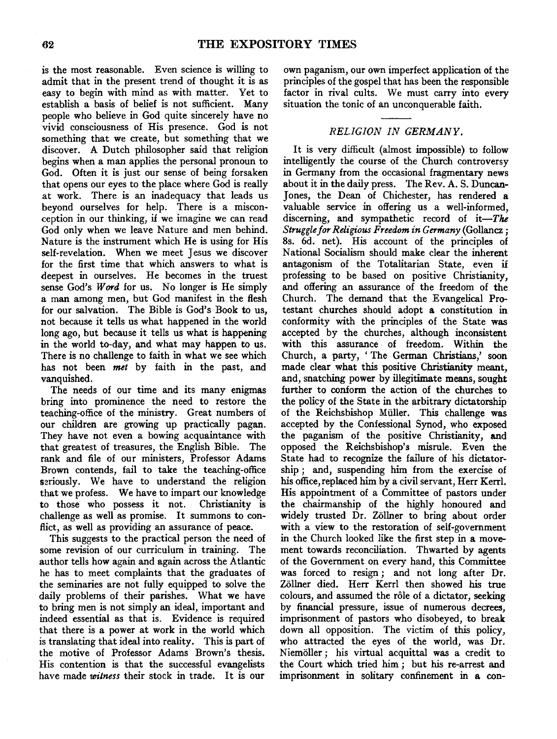is the most reasonable. Even science is willing to admit that in the present trend of thought it is as easy to begin with mind as with matter. Yet to establish a basis of belief is not sufficient. Many people who believe in God quite sincerely have no vivid consciousness of His presence. God is not something that we create, but something that we discover. A Dutch philosopher said that religion begins when a man applies the personal pronoun to God. Often it is just our sense of being forsaken that opens our eyes to the place where God is really at work. There is an inadequacy that leads us beyond ourselves for help. There is a misconception in our thinking, if we imagine we can read God only when we leave Nature and men behind. Nature is the instrument which He is using for His self-revelation. When we meet Jesus we discover for the first time that which answers to what is deepest in ourselves. He becomes in the truest sense God's *Word* for us. No longer is He simply a man among men, but God manifest in the flesh for our salvation. The Bible is God's Book to us, not because it tells us what happened in the world long ago, but because it tells us what is happening in the world to-day, and what may happen to us. There is no challenge to faith in what we see which has not been *met* by faith in the past, and vanquished.

The needs of our time and its many enigmas bring into prominence the need to restore the teaching-office of the ministry. Great numbers of our children are growing up practically pagan. They have not even a bowing acquaintance with that greatest of treasures, the English Bible. The rank and file of our ministers, Professor Adams Brown contends, fail to take the teaching-office seriously. We have to understand the religion that we profess. We have to impart our knowledge to those who possess it not. Christianity is challenge as well as promise. It summons to conflict, as well as providing an assurance of peace.

This suggests to the practical person the need of some revision of our curriculum in training. The author tells how again and again across the Atlantic he has to meet complaints that the graduates of the seminaries are not fully equipped to solve the daily problems of their parishes. What we have to bring men is not simply an ideal, important and indeed essential as that is. Evidence is required that there is a power at work in the world which is translating that ideal into reality. This is part of the motive of Professor Adams Brown's thesis. His contention is that the successful evangelists have made *witness* their stock in trade. It is our own paganism, our own imperfect application of the principles of the gospel that has been the responsible factor in rival cults. We must carry into every situation the tonic of an unconquerable faith.

## *RELIGION IN GERMANY.*

It is very difficult (almost impossible) to follow intelligently the course of the Church controversy in Germany from the occasional fragmentary news about it in the daily press. The Rev. A. S. Duncan-Jones, the Dean of Chichester, has rendered a valuable service in offering us a well-informed, discerning, and sympathetic record of it—*The Struggle for Religious Freedom in Germany* (Gollancz; 8s. 6d. net). His account of the principles of National Socialism should make clear the inherent antagonism of the Totalitarian State, even if professing to be based on positive Christianity, and offering an assurance of the freedom of the Church. The demand that the Evangelical Protestant churches should adopt a constitution in conformity with the principles of the State was accepted by the churches, although inconsistent with this assurance of freedom. Within the Church, a party, 'The German Christians,' soon made clear what this positive Christianity meant, and, snatching power by illegitimate means, sought further to conform the action of the churches to the policy of the State in the arbitrary dictatorship of the Reichsbishop Müller. This challenge was accepted by the Confessional Synod, who exposed the paganism of the positive Christianity, and opposed the Reichsbishop's misrule. Even the State had to recognize the failure of his dictatorship; and, suspending him from the exercise of his office, replaced him by a civil servant, Herr Kerrl. His appointment of a Committee of pastors under the chairmanship of the highly honoured and widely trusted Dr. Zöllner to bring about order with a view to the restoration of self-government in the Church looked like the first step in a movement towards reconciliation. Thwarted by agents of the Government on every hand, this Committee was forced to resign; and not long after Dr. Zöllner died. Herr Kerrl then showed his true colours, and assumed the rôle of a dictator, seeking by financial pressure, issue of numerous decrees, imprisonment of pastors who disobeyed, to break down all opposition. The victim of this policy, who attracted the eyes of the world, was Dr. Niemöller; his virtual acquittal was a credit to the Court which tried him; but his re-arrest and imprisonment in solitary confinement in a con-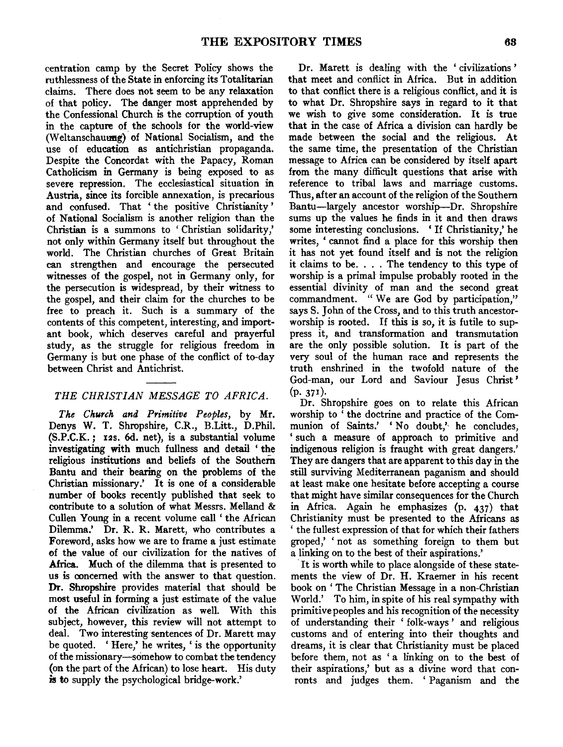centration camp by the Secret Policy shows the ruthlessness of the State in enforcing its Totalitarian claims. There does not seem to be any relaxation of that policy. The danger most apprehended by the Confessional Church is the corruption of youth in the capture of the schools for the world-view (Weltanschauung) of National Socialism, and the use of education as antichristian propaganda. Despite the Concordat with the Papacy, Roman Catholicism in Germany is being exposed to as severe repression. The ecclesiastical situation in Austria, since its forcible annexation, is precarious and confused. That 'the positive Christianity' of National Socialism is another religion than the Christian is a summons to 'Christian solidarity,' not only within Germany itself but throughout the world. The Christian churches of Great Britain can strengthen and encourage the persecuted witnesses of the gospel, not in Germany only, for the persecution is widespread, by their witness to the gospel, and their claim for the churches to be free to preach it. Such is a summary of the contents of this competent, interesting, and important book, which deserves careful and prayerful study, as the struggle for religious freedom in Germany is but one phase of the conflict of to-day between Christ and Antichrist.

## *THE CHRISTIAN MESSAGE TO AFRICA.*

*The Church and Primitive Peoples*, by Mr. Denys W. T. Shropshire, C.R., B.Litt., D.Phil. (S.P.C.K.; 12s. 6d. net), is a substantial volume investigating with much fullness and detail 'the religious institutions and beliefs of the Southern Bantu and their bearing on the problems of the Christian missionary.' It is one of a considerable number of books recently published that seek to contribute to a solution of what Messrs. Melland & Cullen Young in a recent volume call 'the African Dilemma.' Dr. R. R. Marett, who contributes a Foreword, asks how we are to frame a just estimate of the value of our civilization for the natives of Africa. Much of the dilemma that is presented to us is concerned with the answer to that question. Dr. Shropshire provides material that should be most useful in forming a just estimate of the value of the African civilization as well. With this subject, however, this review will not attempt to deal. Two interesting sentences of Dr. Marett may be quoted. 'Here,' he writes, 'is the opportunity of the missionary—somehow to combat the tendency (on the part of the African) to lose heart. His duty is to supply the psychological bridge-work.'

Dr. Marett is dealing with the 'civilizations' that meet and conflict in Africa. But in addition to that conflict there is a religious conflict, and it is to what Dr. Shropshire says in regard to it that we wish to give some consideration. It is true that in the case of Africa a division can hardly be made between the social and the religious. At the same time, the presentation of the Christian message to Africa can be considered by itself apart from the many difficult questions that arise with reference to tribal laws and marriage customs. Thus, after an account of the religion of the Southern Bantu—largely ancestor worship—Dr. Shropshire sums up the values he finds in it and then draws some interesting conclusions. 'If Christianity,' he writes, 'cannot find a place for this worship then it has not yet found itself and is not the religion it claims to be. . . . The tendency to this type of worship is a primal impulse probably rooted in the essential divinity of man and the second great commandment. "We are God by participation," says S. John of the Cross, and to this truth ancestor-worship is rooted. If this is so, it is futile to suppress it, and transformation and transmutation are the only possible solution. It is part of the very soul of the human race and represents the truth enshrined in the twofold nature of the God-man, our Lord and Saviour Jesus Christ' (p. 371).

Dr. Shropshire goes on to relate this African worship to 'the doctrine and practice of the Communion of Saints.' 'No doubt,' he concludes, 'such a measure of approach to primitive and indigenous religion is fraught with great dangers.' They are dangers that are apparent to this day in the still surviving Mediterranean paganism and should at least make one hesitate before accepting a course that might have similar consequences for the Church in Africa. Again he emphasizes (p. 437) that Christianity must be presented to the Africans as 'the fullest expression of that for which their fathers groped,' 'not as something foreign to them but a linking on to the best of their aspirations.'

It is worth while to place alongside of these statements the view of Dr. H. Kraemer in his recent book on 'The Christian Message in a non-Christian World.' To him, in spite of his real sympathy with primitive peoples and his recognition of the necessity of understanding their 'folk-ways' and religious customs and of entering into their thoughts and dreams, it is clear that Christianity must be placed before them, not as 'a linking on to the best of their aspirations,' but as a divine word that confronts and judges them. 'Paganism and the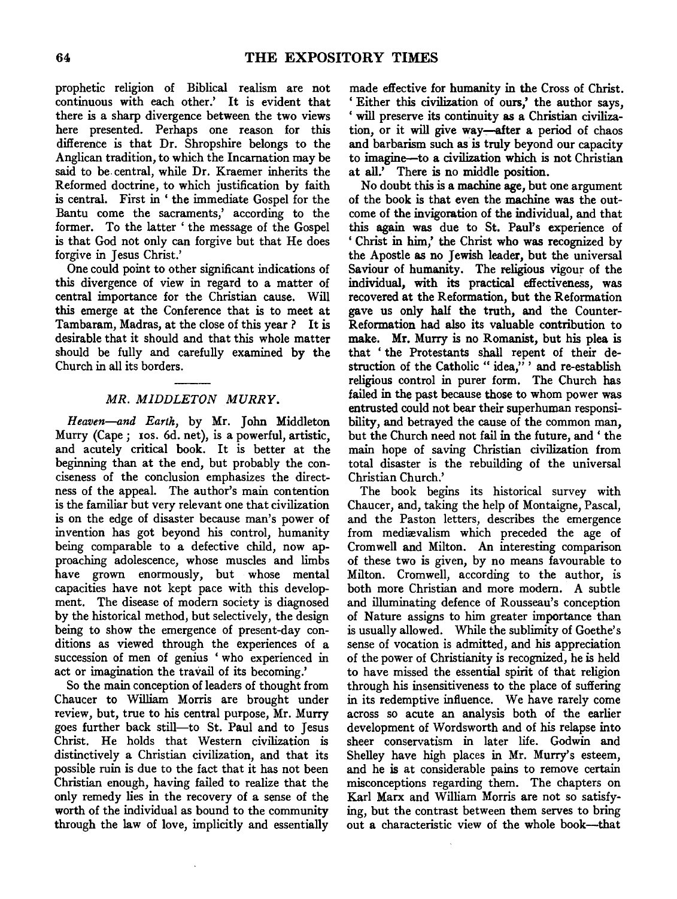prophetic religion of Biblical realism are not continuous with each other.' It is evident that there is a sharp divergence between the two views here presented. Perhaps one reason for this difference is that Dr. Shropshire belongs to the Anglican tradition, to which the Incarnation may be said to be central, while Dr. Kraemer inherits the Reformed doctrine, to which justification by faith is central. First in 'the immediate Gospel for the Bantu come the sacraments,' according to the former. To the latter 'the message of the Gospel is that God not only can forgive but that He does forgive in Jesus Christ.'

One could point to other significant indications of this divergence of view in regard to a matter of central importance for the Christian cause. Will this emerge at the Conference that is to meet at Tambaram, Madras, at the close of this year? It is desirable that it should and that this whole matter should be fully and carefully examined by the Church in all its borders.

## *MR. MIDDLETON MURRY.*

*Heaven—and Earth*, by Mr. John Middleton Murry (Cape; 10s. 6d. net), is a powerful, artistic, and acutely critical book. It is better at the beginning than at the end, but probably the conciseness of the conclusion emphasizes the directness of the appeal. The author's main contention is the familiar but very relevant one that civilization is on the edge of disaster because man's power of invention has got beyond his control, humanity being comparable to a defective child, now approaching adolescence, whose muscles and limbs have grown enormously, but whose mental capacities have not kept pace with this development. The disease of modern society is diagnosed by the historical method, but selectively, the design being to show the emergence of present-day conditions as viewed through the experiences of a succession of men of genius 'who experienced in act or imagination the travail of its becoming.'

So the main conception of leaders of thought from Chaucer to William Morris are brought under review, but, true to his central purpose, Mr. Murry goes further back still—to St. Paul and to Jesus Christ. He holds that Western civilization is distinctively a Christian civilization, and that its possible ruin is due to the fact that it has not been Christian enough, having failed to realize that the only remedy lies in the recovery of a sense of the worth of the individual as bound to the community through the law of love, implicitly and essentially made effective for humanity in the Cross of Christ. 'Either this civilization of ours,' the author says, 'will preserve its continuity as a Christian civilization, or it will give way—after a period of chaos and barbarism such as is truly beyond our capacity to imagine—to a civilization which is not Christian at all.' There is no middle position.

No doubt this is a machine age, but one argument of the book is that even the machine was the outcome of the invigoration of the individual, and that this again was due to St. Paul's experience of 'Christ in him,' the Christ who was recognized by the Apostle as no Jewish leader, but the universal Saviour of humanity. The religious vigour of the individual, with its practical effectiveness, was recovered at the Reformation, but the Reformation gave us only half the truth, and the Counter-Reformation had also its valuable contribution to make. Mr. Murry is no Romanist, but his plea is that 'the Protestants shall repent of their destruction of the Catholic "idea,"' and re-establish religious control in purer form. The Church has failed in the past because those to whom power was entrusted could not bear their superhuman responsibility, and betrayed the cause of the common man, but the Church need not fail in the future, and 'the main hope of saving Christian civilization from total disaster is the rebuilding of the universal Christian Church.'

The book begins its historical survey with Chaucer, and, taking the help of Montaigne, Pascal, and the Paston letters, describes the emergence from mediævalism which preceded the age of Cromwell and Milton. An interesting comparison of these two is given, by no means favourable to Milton. Cromwell, according to the author, is both more Christian and more modern. A subtle and illuminating defence of Rousseau's conception of Nature assigns to him greater importance than is usually allowed. While the sublimity of Goethe's sense of vocation is admitted, and his appreciation of the power of Christianity is recognized, he is held to have missed the essential spirit of that religion through his insensitiveness to the place of suffering in its redemptive influence. We have rarely come across so acute an analysis both of the earlier development of Wordsworth and of his relapse into sheer conservatism in later life. Godwin and Shelley have high places in Mr. Murry's esteem, and he is at considerable pains to remove certain misconceptions regarding them. The chapters on Karl Marx and William Morris are not so satisfying, but the contrast between them serves to bring out a characteristic view of the whole book—that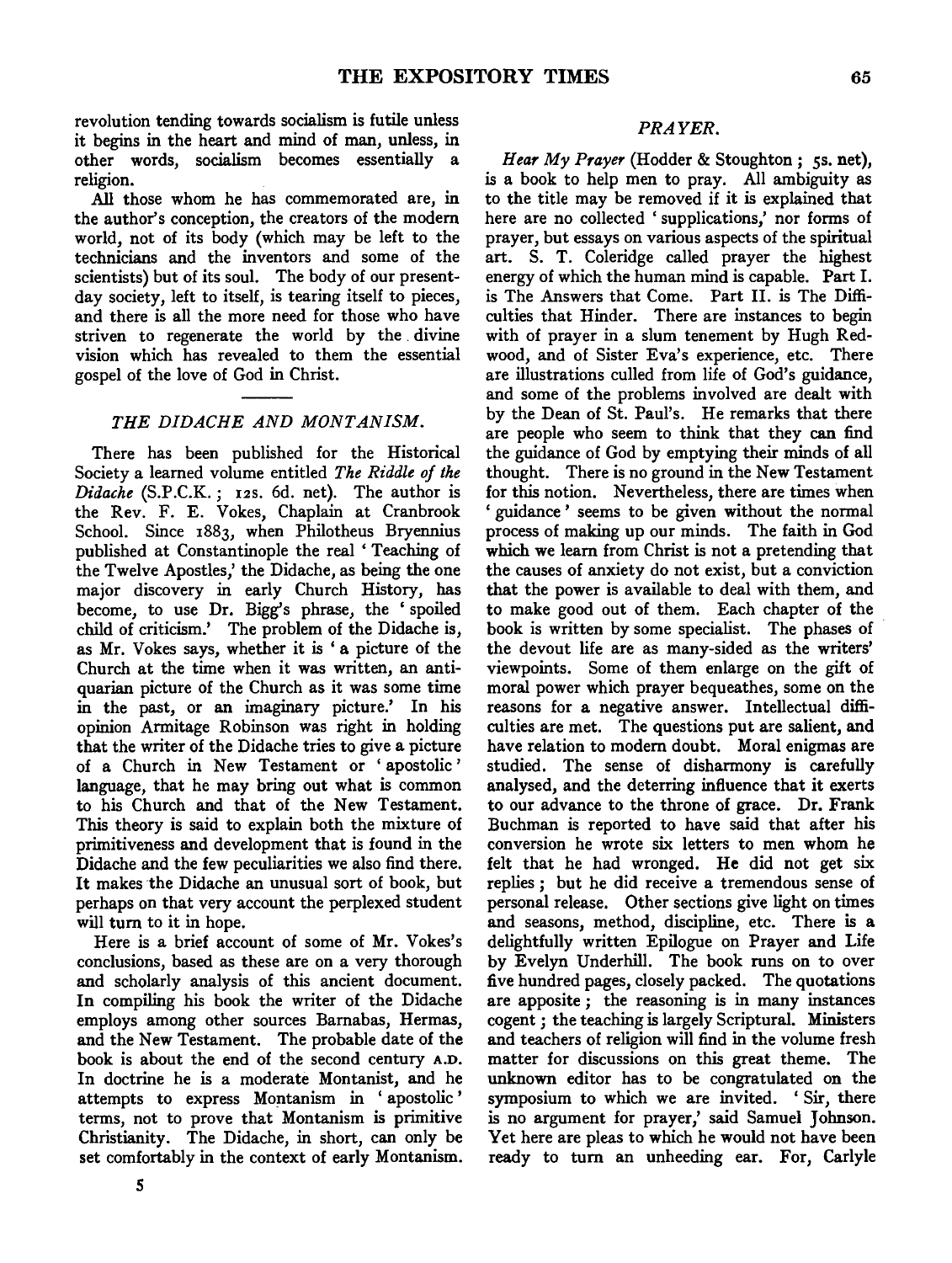revolution tending towards socialism is futile unless it begins in the heart and mind of man, unless, in other words, socialism becomes essentially a religion.

All those whom he has commemorated are, in the author's conception, the creators of the modern world, not of its body (which may be left to the technicians and the inventors and some of the scientists) but of its soul. The body of our present-day society, left to itself, is tearing itself to pieces, and there is all the more need for those who have striven to regenerate the world by the divine vision which has revealed to them the essential gospel of the love of God in Christ.

### *THE DIDACHE AND MONTANISM.*

There has been published for the Historical Society a learned volume entitled *The Riddle of the Didache* (S.P.C.K.; 12s. 6d. net). The author is the Rev. F. E. Vokes, Chaplain at Cranbrook School. Since 1883, when Philotheus Bryennius published at Constantinople the real 'Teaching of the Twelve Apostles,' the Didache, as being the one major discovery in early Church History, has become, to use Dr. Bigg's phrase, the 'spoiled child of criticism.' The problem of the Didache is, as Mr. Vokes says, whether it is 'a picture of the Church at the time when it was written, an antiquarian picture of the Church as it was some time in the past, or an imaginary picture.' In his opinion Armitage Robinson was right in holding that the writer of the Didache tries to give a picture of a Church in New Testament or 'apostolic' language, that he may bring out what is common to his Church and that of the New Testament. This theory is said to explain both the mixture of primitiveness and development that is found in the Didache and the few peculiarities we also find there. It makes the Didache an unusual sort of book, but perhaps on that very account the perplexed student will turn to it in hope.

Here is a brief account of some of Mr. Vokes's conclusions, based as these are on a very thorough and scholarly analysis of this ancient document. In compiling his book the writer of the Didache employs among other sources Barnabas, Hermas, and the New Testament. The probable date of the book is about the end of the second century A.D. In doctrine he is a moderate Montanist, and he attempts to express Montanism in 'apostolic' terms, not to prove that Montanism is primitive Christianity. The Didache, in short, can only be set comfortably in the context of early Montanism.

### *PRAYER.*

*Hear My Prayer* (Hodder & Stoughton; 5s. net), is a book to help men to pray. All ambiguity as to the title may be removed if it is explained that here are no collected 'supplications,' nor forms of prayer, but essays on various aspects of the spiritual art. S. T. Coleridge called prayer the highest energy of which the human mind is capable. Part I. is The Answers that Come. Part II. is The Difficulties that Hinder. There are instances to begin with of prayer in a slum tenement by Hugh Redwood, and of Sister Eva's experience, etc. There are illustrations culled from life of God's guidance, and some of the problems involved are dealt with by the Dean of St. Paul's. He remarks that there are people who seem to think that they can find the guidance of God by emptying their minds of all thought. There is no ground in the New Testament for this notion. Nevertheless, there are times when 'guidance' seems to be given without the normal process of making up our minds. The faith in God which we learn from Christ is not a pretending that the causes of anxiety do not exist, but a conviction that the power is available to deal with them, and to make good out of them. Each chapter of the book is written by some specialist. The phases of the devout life are as many-sided as the writers' viewpoints. Some of them enlarge on the gift of moral power which prayer bequeathes, some on the reasons for a negative answer. Intellectual difficulties are met. The questions put are salient, and have relation to modern doubt. Moral enigmas are studied. The sense of disharmony is carefully analysed, and the deterring influence that it exerts to our advance to the throne of grace. Dr. Frank Buchman is reported to have said that after his conversion he wrote six letters to men whom he felt that he had wronged. He did not get six replies; but he did receive a tremendous sense of personal release. Other sections give light on times and seasons, method, discipline, etc. There is a delightfully written Epilogue on Prayer and Life by Evelyn Underhill. The book runs on to over five hundred pages, closely packed. The quotations are apposite; the reasoning is in many instances cogent; the teaching is largely Scriptural. Ministers and teachers of religion will find in the volume fresh matter for discussions on this great theme. The unknown editor has to be congratulated on the symposium to which we are invited. 'Sir, there is no argument for prayer,' said Samuel Johnson. Yet here are pleas to which he would not have been ready to turn an unheeding ear. For, Carlyle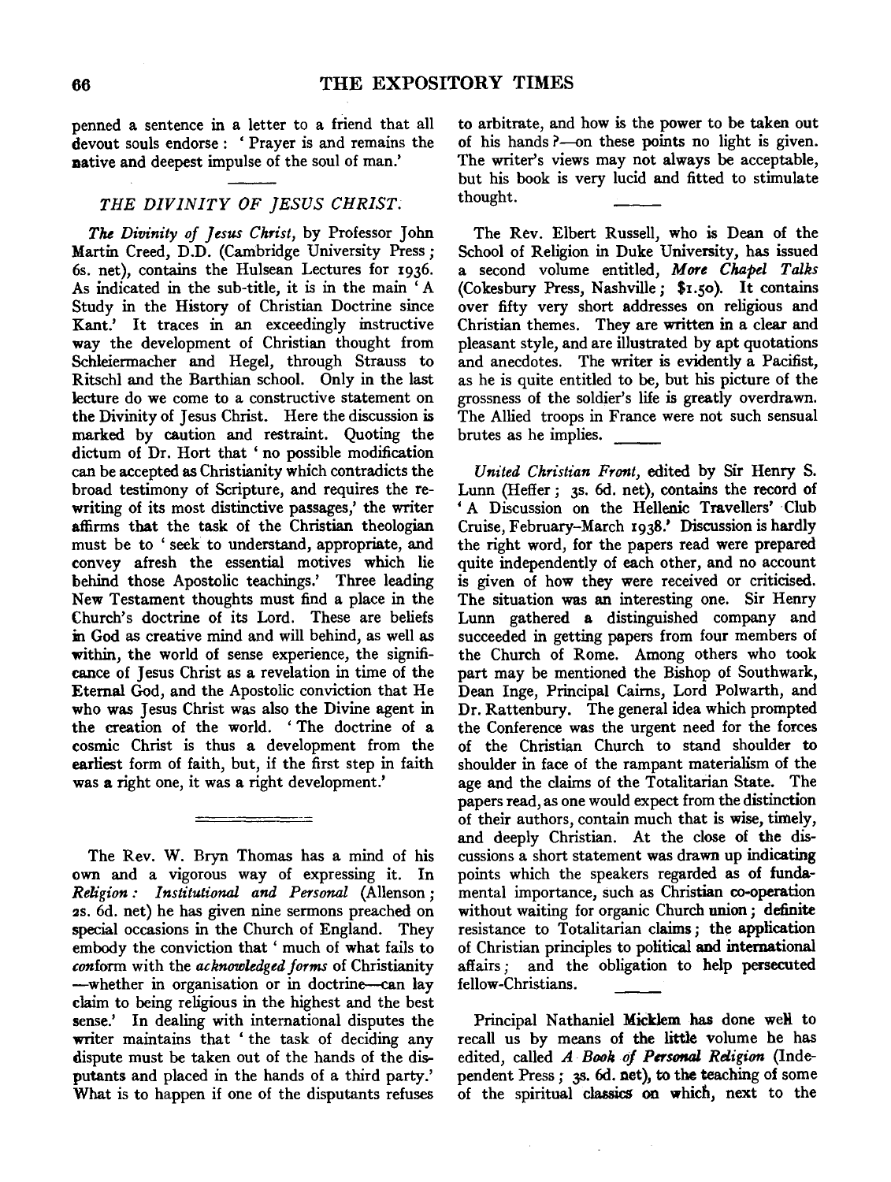penned a sentence in a letter to a friend that all devout souls endorse: 'Prayer is and remains the native and deepest impulse of the soul of man.'

## *THE DIVINITY OF JESUS CHRIST.*

*The Divinity of Jesus Christ*, by Professor John Martin Creed, D.D. (Cambridge University Press; 6s. net), contains the Hulsean Lectures for 1936. As indicated in the sub-title, it is in the main 'A Study in the History of Christian Doctrine since Kant.' It traces in an exceedingly instructive way the development of Christian thought from Schleiermacher and Hegel, through Strauss to Ritschl and the Barthian school. Only in the last lecture do we come to a constructive statement on the Divinity of Jesus Christ. Here the discussion is marked by caution and restraint. Quoting the dictum of Dr. Hort that 'no possible modification can be accepted as Christianity which contradicts the broad testimony of Scripture, and requires the rewriting of its most distinctive passages,' the writer affirms that the task of the Christian theologian must be to 'seek to understand, appropriate, and convey afresh the essential motives which lie behind those Apostolic teachings.' Three leading New Testament thoughts must find a place in the Church's doctrine of its Lord. These are beliefs in God as creative mind and will behind, as well as within, the world of sense experience, the significance of Jesus Christ as a revelation in time of the Eternal God, and the Apostolic conviction that He who was Jesus Christ was also the Divine agent in the creation of the world. 'The doctrine of a cosmic Christ is thus a development from the earliest form of faith, but, if the first step in faith was a right one, it was a right development.'

---

The Rev. W. Bryn Thomas has a mind of his own and a vigorous way of expressing it. In *Religion: Institutional and Personal* (Allenson; 2s. 6d. net) he has given nine sermons preached on special occasions in the Church of England. They embody the conviction that 'much of what fails to *conform* with the *acknowledged forms* of Christianity—whether in organisation or in doctrine—can lay claim to being religious in the highest and the best sense.' In dealing with international disputes the writer maintains that 'the task of deciding any dispute must be taken out of the hands of the disputants and placed in the hands of a third party.' What is to happen if one of the disputants refuses to arbitrate, and how is the power to be taken out of his hands?—on these points no light is given. The writer's views may not always be acceptable, but his book is very lucid and fitted to stimulate thought.

The Rev. Elbert Russell, who is Dean of the School of Religion in Duke University, has issued a second volume entitled, *More Chapel Talks* (Cokesbury Press, Nashville; \$1.50). It contains over fifty very short addresses on religious and Christian themes. They are written in a clear and pleasant style, and are illustrated by apt quotations and anecdotes. The writer is evidently a Pacifist, as he is quite entitled to be, but his picture of the grossness of the soldier's life is greatly overdrawn. The Allied troops in France were not such sensual brutes as he implies.

*United Christian Front*, edited by Sir Henry S. Lunn (Heffer; 3s. 6d. net), contains the record of 'A Discussion on the Hellenic Travellers' Club Cruise, February–March 1938.' Discussion is hardly the right word, for the papers read were prepared quite independently of each other, and no account is given of how they were received or criticised. The situation was an interesting one. Sir Henry Lunn gathered a distinguished company and succeeded in getting papers from four members of the Church of Rome. Among others who took part may be mentioned the Bishop of Southwark, Dean Inge, Principal Cairns, Lord Polwarth, and Dr. Rattenbury. The general idea which prompted the Conference was the urgent need for the forces of the Christian Church to stand shoulder to shoulder in face of the rampant materialism of the age and the claims of the Totalitarian State. The papers read, as one would expect from the distinction of their authors, contain much that is wise, timely, and deeply Christian. At the close of the discussions a short statement was drawn up indicating points which the speakers regarded as of fundamental importance, such as Christian co-operation without waiting for organic Church union; definite resistance to Totalitarian claims; the application of Christian principles to political and international affairs; and the obligation to help persecuted fellow-Christians.

Principal Nathaniel Micklem has done well to recall us by means of the little volume he has edited, called *A Book of Personal Religion* (Independent Press; 3s. 6d. net), to the teaching of some of the spiritual classics on which, next to the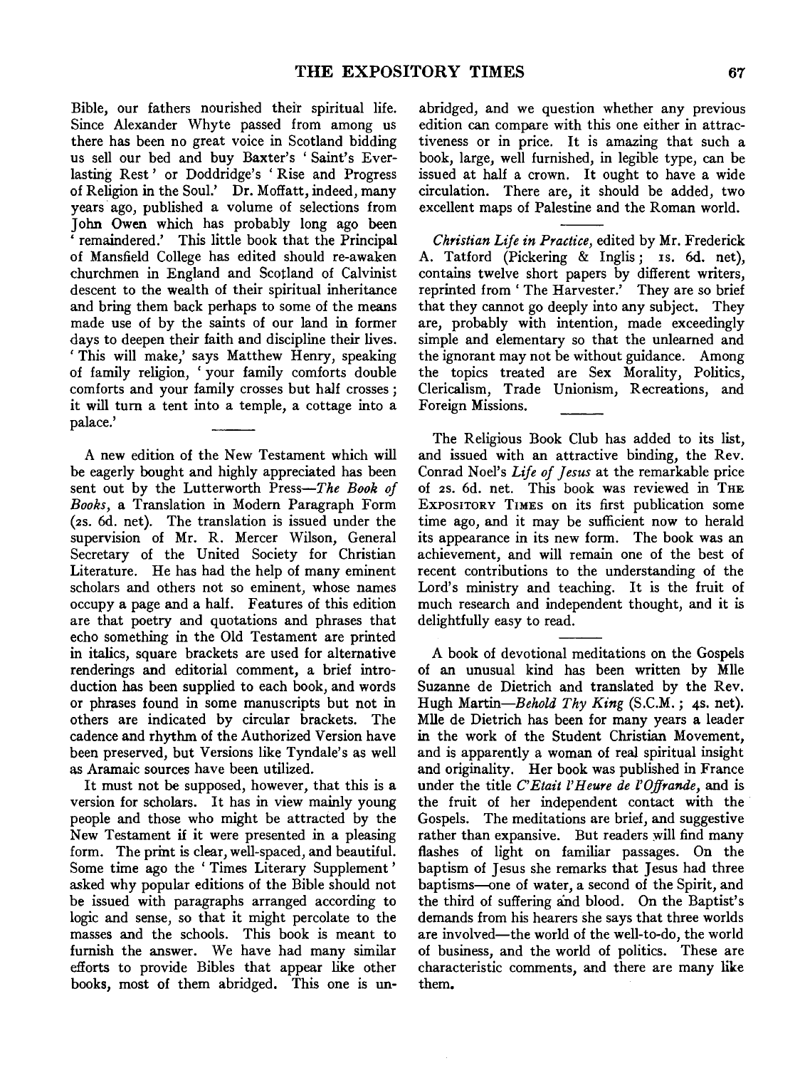Bible, our fathers nourished their spiritual life. Since Alexander Whyte passed from among us there has been no great voice in Scotland bidding us sell our bed and buy Baxter's 'Saint's Everlasting Rest' or Doddridge's 'Rise and Progress of Religion in the Soul.' Dr. Moffatt, indeed, many years ago, published a volume of selections from John Owen which has probably long ago been 'remaindered.' This little book that the Principal of Mansfield College has edited should re-awaken churchmen in England and Scotland of Calvinist descent to the wealth of their spiritual inheritance and bring them back perhaps to some of the means made use of by the saints of our land in former days to deepen their faith and discipline their lives. 'This will make,' says Matthew Henry, speaking of family religion, 'your family comforts double comforts and your family crosses but half crosses; it will turn a tent into a temple, a cottage into a palace.'

---

A new edition of the New Testament which will be eagerly bought and highly appreciated has been sent out by the Lutterworth Press—*The Book of Books*, a Translation in Modern Paragraph Form (2s. 6d. net). The translation is issued under the supervision of Mr. R. Mercer Wilson, General Secretary of the United Society for Christian Literature. He has had the help of many eminent scholars and others not so eminent, whose names occupy a page and a half. Features of this edition are that poetry and quotations and phrases that echo something in the Old Testament are printed in italics, square brackets are used for alternative renderings and editorial comment, a brief introduction has been supplied to each book, and words or phrases found in some manuscripts but not in others are indicated by circular brackets. The cadence and rhythm of the Authorized Version have been preserved, but Versions like Tyndale's as well as Aramaic sources have been utilized.

It must not be supposed, however, that this is a version for scholars. It has in view mainly young people and those who might be attracted by the New Testament if it were presented in a pleasing form. The print is clear, well-spaced, and beautiful. Some time ago the 'Times Literary Supplement' asked why popular editions of the Bible should not be issued with paragraphs arranged according to logic and sense, so that it might percolate to the masses and the schools. This book is meant to furnish the answer. We have had many similar efforts to provide Bibles that appear like other books, most of them abridged. This one is unabridged, and we question whether any previous edition can compare with this one either in attractiveness or in price. It is amazing that such a book, large, well furnished, in legible type, can be issued at half a crown. It ought to have a wide circulation. There are, it should be added, two excellent maps of Palestine and the Roman world.

---

*Christian Life in Practice*, edited by Mr. Frederick A. Tatford (Pickering & Inglis; 1s. 6d. net), contains twelve short papers by different writers, reprinted from 'The Harvester.' They are so brief that they cannot go deeply into any subject. They are, probably with intention, made exceedingly simple and elementary so that the unlearned and the ignorant may not be without guidance. Among the topics treated are Sex Morality, Politics, Clericalism, Trade Unionism, Recreations, and Foreign Missions.

---

The Religious Book Club has added to its list, and issued with an attractive binding, the Rev. Conrad Noel's *Life of Jesus* at the remarkable price of 2s. 6d. net. This book was reviewed in The Expository Times on its first publication some time ago, and it may be sufficient now to herald its appearance in its new form. The book was an achievement, and will remain one of the best of recent contributions to the understanding of the Lord's ministry and teaching. It is the fruit of much research and independent thought, and it is delightfully easy to read.

---

A book of devotional meditations on the Gospels of an unusual kind has been written by Mlle Suzanne de Dietrich and translated by the Rev. Hugh Martin—*Behold Thy King* (S.C.M.; 4s. net). Mlle de Dietrich has been for many years a leader in the work of the Student Christian Movement, and is apparently a woman of real spiritual insight and originality. Her book was published in France under the title *C'Etait l'Heure de l'Offrande*, and is the fruit of her independent contact with the Gospels. The meditations are brief, and suggestive rather than expansive. But readers will find many flashes of light on familiar passages. On the baptism of Jesus she remarks that Jesus had three baptisms—one of water, a second of the Spirit, and the third of suffering and blood. On the Baptist's demands from his hearers she says that three worlds are involved—the world of the well-to-do, the world of business, and the world of politics. These are characteristic comments, and there are many like them.